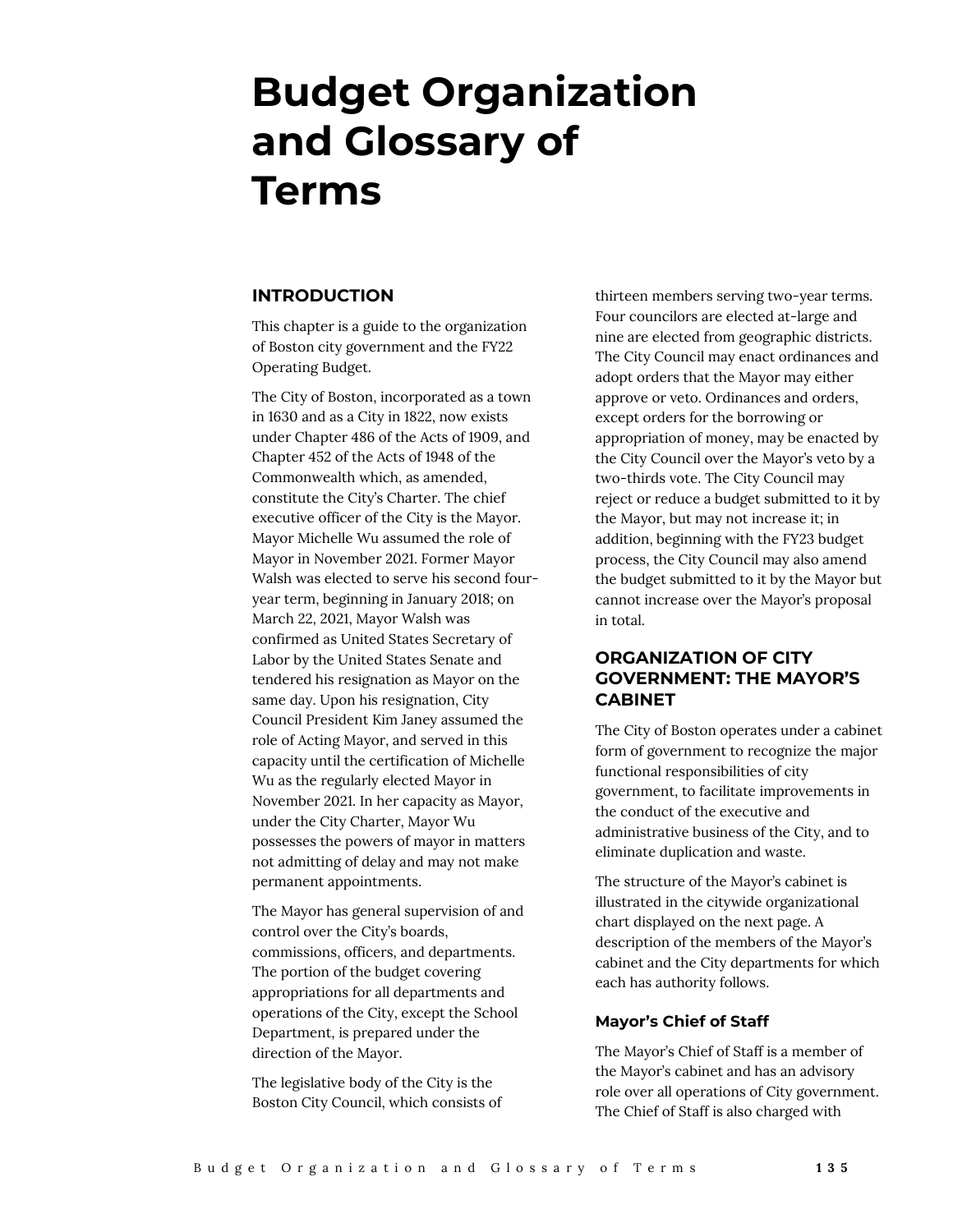# Budget Organization and Glossary of Terms

## INTRODUCTION

This chapter is a guide to the organization of Boston city government and the FY22 Operating Budget.

The City of Boston, incorporated as a town in 1630 and as a City in 1822, now exists under Chapter 486 of the Acts of 1909, and Chapter 452 of the Acts of 1948 of the Commonwealth which, as amended, constitute the City's Charter. The chief executive officer of the City is the Mayor. Mayor Michelle Wu assumed the role of Mayor in November 2021. Former Mayor Walsh was elected to serve his second four-year term, beginning in January 2018; on March 22, 2021, Mayor Walsh was confirmed as United States Secretary of Labor by the United States Senate and tendered his resignation as Mayor on the same day. Upon his resignation, City Council President Kim Janey assumed the role of Acting Mayor, and served in this capacity until the certification of Michelle Wu as the regularly elected Mayor in November 2021. In her capacity as Mayor, under the City Charter, Mayor Wu possesses the powers of mayor in matters not admitting of delay and may not make permanent appointments.

The Mayor has general supervision of and control over the City's boards, commissions, officers, and departments. The portion of the budget covering appropriations for all departments and operations of the City, except the School Department, is prepared under the direction of the Mayor.

The legislative body of the City is the Boston City Council, which consists of thirteen members serving two-year terms. Four councilors are elected at-large and nine are elected from geographic districts. The City Council may enact ordinances and adopt orders that the Mayor may either approve or veto. Ordinances and orders, except orders for the borrowing or appropriation of money, may be enacted by the City Council over the Mayor's veto by a two-thirds vote. The City Council may reject or reduce a budget submitted to it by the Mayor, but may not increase it; in addition, beginning with the FY23 budget process, the City Council may also amend the budget submitted to it by the Mayor but cannot increase over the Mayor's proposal in total.

## ORGANIZATION OF CITY GOVERNMENT: THE MAYOR'S CABINET

The City of Boston operates under a cabinet form of government to recognize the major functional responsibilities of city government, to facilitate improvements in the conduct of the executive and administrative business of the City, and to eliminate duplication and waste.

The structure of the Mayor's cabinet is illustrated in the citywide organizational chart displayed on the next page. A description of the members of the Mayor's cabinet and the City departments for which each has authority follows.

### Mayor's Chief of Staff

The Mayor's Chief of Staff is a member of the Mayor's cabinet and has an advisory role over all operations of City government. The Chief of Staff is also charged with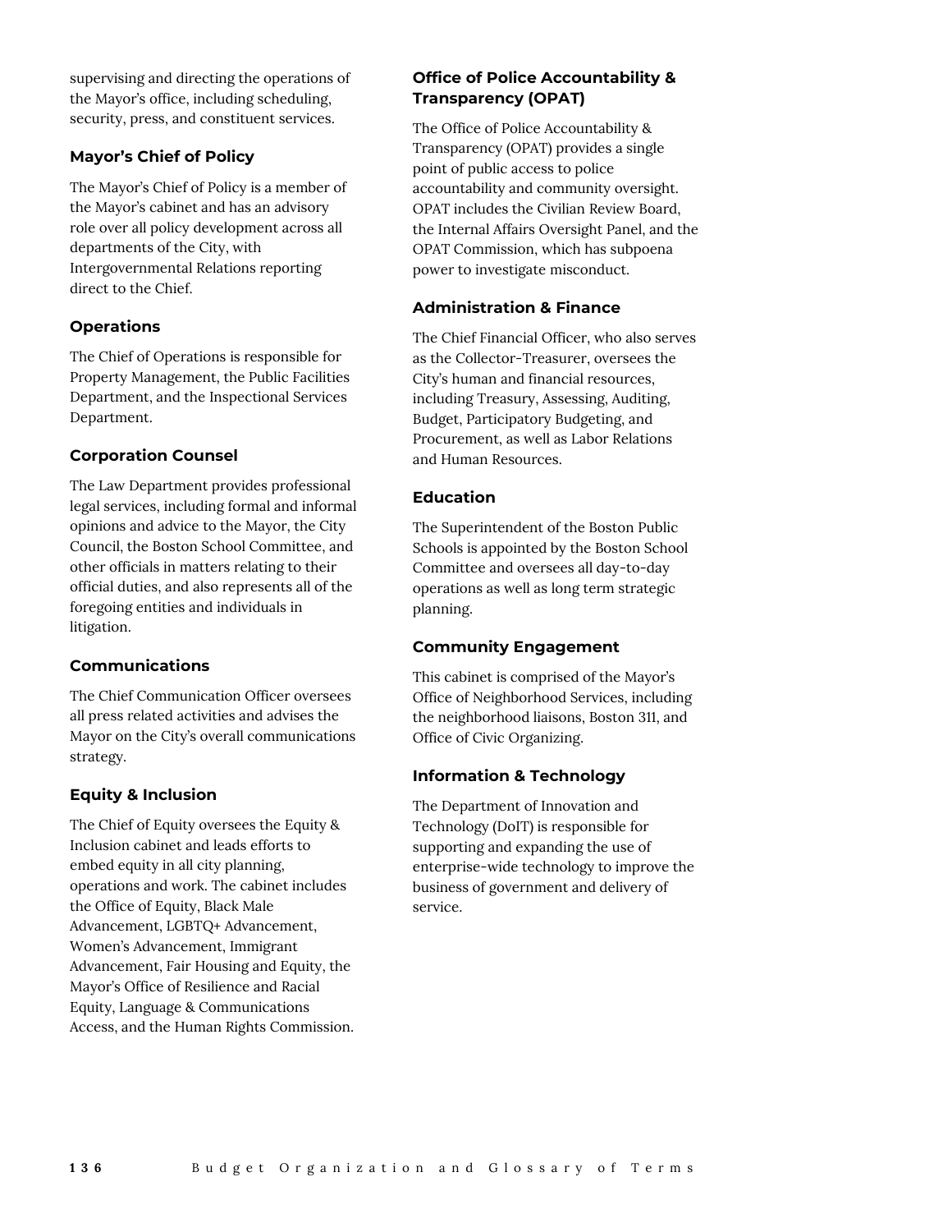supervising and directing the operations of the Mayor's office, including scheduling, security, press, and constituent services.

### Mayor's Chief of Policy

The Mayor's Chief of Policy is a member of the Mayor's cabinet and has an advisory role over all policy development across all departments of the City, with Intergovernmental Relations reporting direct to the Chief.

### Operations

The Chief of Operations is responsible for Property Management, the Public Facilities Department, and the Inspectional Services Department.

### Corporation Counsel

The Law Department provides professional legal services, including formal and informal opinions and advice to the Mayor, the City Council, the Boston School Committee, and other officials in matters relating to their official duties, and also represents all of the foregoing entities and individuals in litigation.

### Communications

The Chief Communication Officer oversees all press related activities and advises the Mayor on the City's overall communications strategy.

### Equity & Inclusion

The Chief of Equity oversees the Equity & Inclusion cabinet and leads efforts to embed equity in all city planning, operations and work. The cabinet includes the Office of Equity, Black Male Advancement, LGBTQ+ Advancement, Women's Advancement, Immigrant Advancement, Fair Housing and Equity, the Mayor's Office of Resilience and Racial Equity, Language & Communications Access, and the Human Rights Commission.

### Office of Police Accountability & Transparency (OPAT)

The Office of Police Accountability & Transparency (OPAT) provides a single point of public access to police accountability and community oversight. OPAT includes the Civilian Review Board, the Internal Affairs Oversight Panel, and the OPAT Commission, which has subpoena power to investigate misconduct.

### Administration & Finance

The Chief Financial Officer, who also serves as the Collector-Treasurer, oversees the City's human and financial resources, including Treasury, Assessing, Auditing, Budget, Participatory Budgeting, and Procurement, as well as Labor Relations and Human Resources.

### Education

The Superintendent of the Boston Public Schools is appointed by the Boston School Committee and oversees all day-to-day operations as well as long term strategic planning.

### Community Engagement

This cabinet is comprised of the Mayor's Office of Neighborhood Services, including the neighborhood liaisons, Boston 311, and Office of Civic Organizing.

### Information & Technology

The Department of Innovation and Technology (DoIT) is responsible for supporting and expanding the use of enterprise-wide technology to improve the business of government and delivery of service.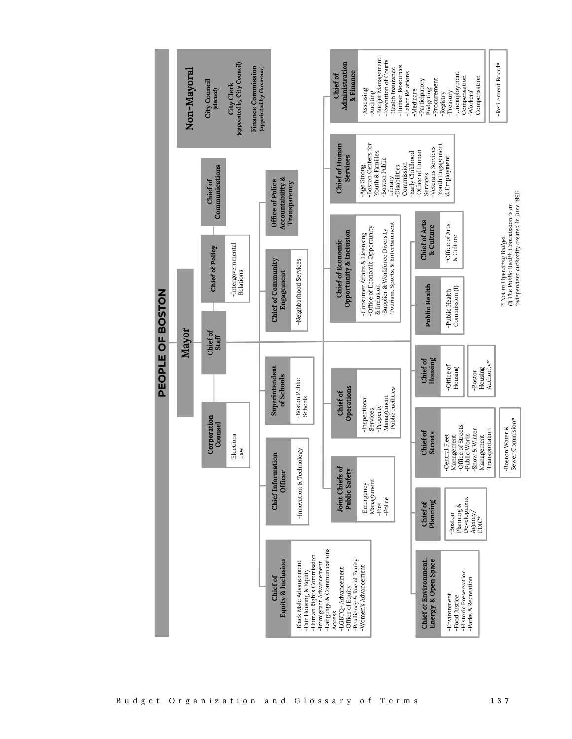# PEOPLE OF BOSTON

## Mayor

### Non-Mayoral

- **City Council** *(elected)*
- **City Clerk** *(appointed by City Council)*
- **Finance Commission** *(appointed by Governor)*

### Corporation Counsel
- Elections
- Law

### Chief of Staff

### Chief of Policy
- Intergovernmental Relations

### Chief of Communications

### Chief of Equity & Inclusion
- Black Male Advancement
- Fair Housing & Equity
- Human Rights Commission
- Immigrant Advancement
- Language & Communications Access
- LGBTQ+ Advancement
- Office of Equity
- Resiliency & Racial Equity
- Women's Advancement

### Chief Information Officer
- Innovation & Technology

### Superintendent of Schools
- Boston Public Schools

### Chief of Community Engagement
- Neighborhood Services

### Office of Police Accountability & Transparency

### Joint Chiefs of Public Safety
- Emergency Management
- Fire
- Police

### Chief of Operations
- Inspectional Services
- Property Management
- Public Facilities

### Chief of Economic Opportunity & Inclusion
- Consumer Affairs & Licensing
- Office of Economic Opportunity & Inclusion
- Supplier & Workforce Diversity
- Tourism, Sports, & Entertainment

### Chief of Human Services
- Age Strong
- Boston Centers for Youth & Families
- Boston Public Library
- Disabilities Commission
- Early Childhood
- Office of Human Services
- Veterans Services
- Youth Engagement & Employment

### Chief of Administration & Finance
- Assessing
- Auditing
- Budget Management
- Execution of Courts
- Health Insurance
- Human Resources
- Labor Relations
- Medicare
- Participatory Budgeting
- Procurement
- Registry
- Treasury
- Unemployment Compensation
- Workers' Compensation

- Retirement Board*

### Chief of Environment, Energy, & Open Space
- Environment
- Food Justice
- Historic Preservation
- Parks & Recreation

### Chief of Planning
- Boston Planning & Development Agency/ EDIC*

### Chief of Streets
- Central Fleet Management
- Office of Streets
- Public Works
- Snow & Winter Management
- Transportation

- Boston Water & Sewer Commision*

### Chief of Housing
- Office of Housing

- Boston Housing Authority*

### Public Health
- Public Health Commission (1)

### Chief of Arts & Culture
- Office of Arts & Culture

*\* Not in Operating Budget*

*(1) The Public Health Commission is an independent authority created in June 1996*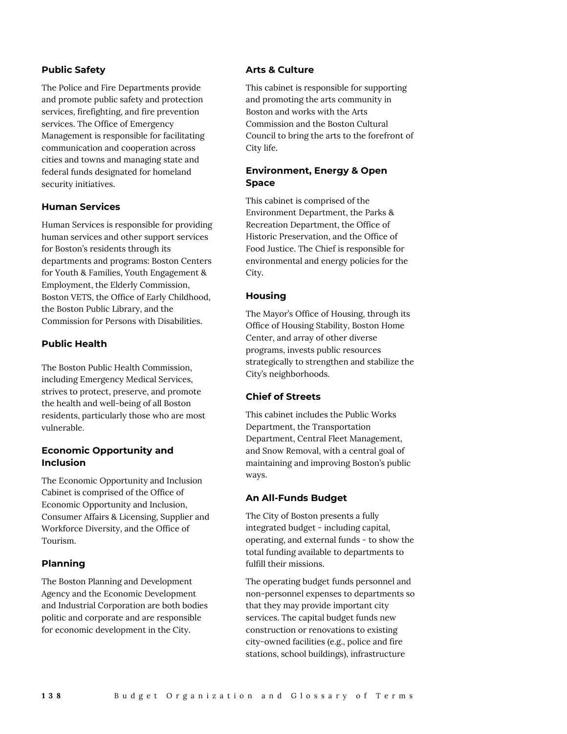### Public Safety

The Police and Fire Departments provide and promote public safety and protection services, firefighting, and fire prevention services. The Office of Emergency Management is responsible for facilitating communication and cooperation across cities and towns and managing state and federal funds designated for homeland security initiatives.

### Human Services

Human Services is responsible for providing human services and other support services for Boston's residents through its departments and programs: Boston Centers for Youth & Families, Youth Engagement & Employment, the Elderly Commission, Boston VETS, the Office of Early Childhood, the Boston Public Library, and the Commission for Persons with Disabilities.

### Public Health

The Boston Public Health Commission, including Emergency Medical Services, strives to protect, preserve, and promote the health and well-being of all Boston residents, particularly those who are most vulnerable.

### Economic Opportunity and Inclusion

The Economic Opportunity and Inclusion Cabinet is comprised of the Office of Economic Opportunity and Inclusion, Consumer Affairs & Licensing, Supplier and Workforce Diversity, and the Office of Tourism.

### Planning

The Boston Planning and Development Agency and the Economic Development and Industrial Corporation are both bodies politic and corporate and are responsible for economic development in the City.

### Arts & Culture

This cabinet is responsible for supporting and promoting the arts community in Boston and works with the Arts Commission and the Boston Cultural Council to bring the arts to the forefront of City life.

### Environment, Energy & Open Space

This cabinet is comprised of the Environment Department, the Parks & Recreation Department, the Office of Historic Preservation, and the Office of Food Justice. The Chief is responsible for environmental and energy policies for the City.

### Housing

The Mayor's Office of Housing, through its Office of Housing Stability, Boston Home Center, and array of other diverse programs, invests public resources strategically to strengthen and stabilize the City's neighborhoods.

### Chief of Streets

This cabinet includes the Public Works Department, the Transportation Department, Central Fleet Management, and Snow Removal, with a central goal of maintaining and improving Boston's public ways.

### An All-Funds Budget

The City of Boston presents a fully integrated budget - including capital, operating, and external funds - to show the total funding available to departments to fulfill their missions.

The operating budget funds personnel and non-personnel expenses to departments so that they may provide important city services. The capital budget funds new construction or renovations to existing city-owned facilities (e.g., police and fire stations, school buildings), infrastructure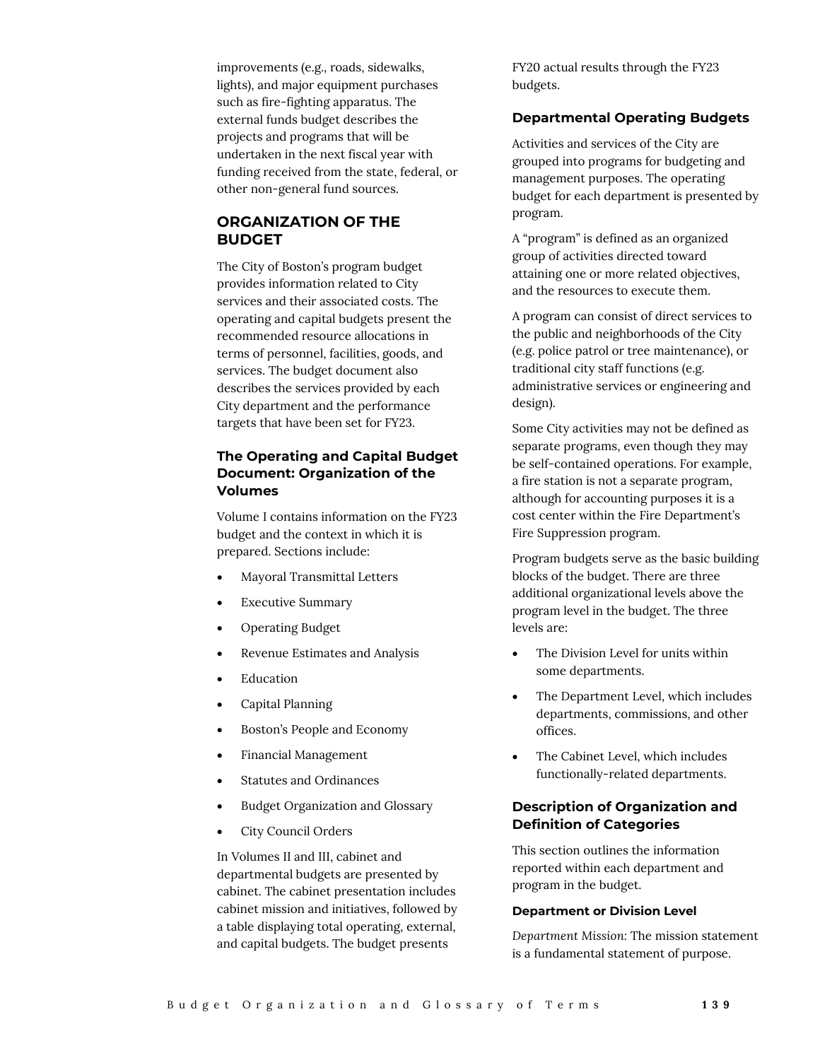improvements (e.g., roads, sidewalks, lights), and major equipment purchases such as fire-fighting apparatus. The external funds budget describes the projects and programs that will be undertaken in the next fiscal year with funding received from the state, federal, or other non-general fund sources.

## ORGANIZATION OF THE BUDGET

The City of Boston's program budget provides information related to City services and their associated costs. The operating and capital budgets present the recommended resource allocations in terms of personnel, facilities, goods, and services. The budget document also describes the services provided by each City department and the performance targets that have been set for FY23.

### The Operating and Capital Budget Document: Organization of the Volumes

Volume I contains information on the FY23 budget and the context in which it is prepared. Sections include:

- Mayoral Transmittal Letters
- Executive Summary
- Operating Budget
- Revenue Estimates and Analysis
- Education
- Capital Planning
- Boston's People and Economy
- Financial Management
- Statutes and Ordinances
- Budget Organization and Glossary
- City Council Orders

In Volumes II and III, cabinet and departmental budgets are presented by cabinet. The cabinet presentation includes cabinet mission and initiatives, followed by a table displaying total operating, external, and capital budgets. The budget presents FY20 actual results through the FY23 budgets.

### Departmental Operating Budgets

Activities and services of the City are grouped into programs for budgeting and management purposes. The operating budget for each department is presented by program.

A "program" is defined as an organized group of activities directed toward attaining one or more related objectives, and the resources to execute them.

A program can consist of direct services to the public and neighborhoods of the City (e.g. police patrol or tree maintenance), or traditional city staff functions (e.g. administrative services or engineering and design).

Some City activities may not be defined as separate programs, even though they may be self-contained operations. For example, a fire station is not a separate program, although for accounting purposes it is a cost center within the Fire Department's Fire Suppression program.

Program budgets serve as the basic building blocks of the budget. There are three additional organizational levels above the program level in the budget. The three levels are:

- The Division Level for units within some departments.
- The Department Level, which includes departments, commissions, and other offices.
- The Cabinet Level, which includes functionally-related departments.

### Description of Organization and Definition of Categories

This section outlines the information reported within each department and program in the budget.

#### Department or Division Level

*Department Mission:* The mission statement is a fundamental statement of purpose.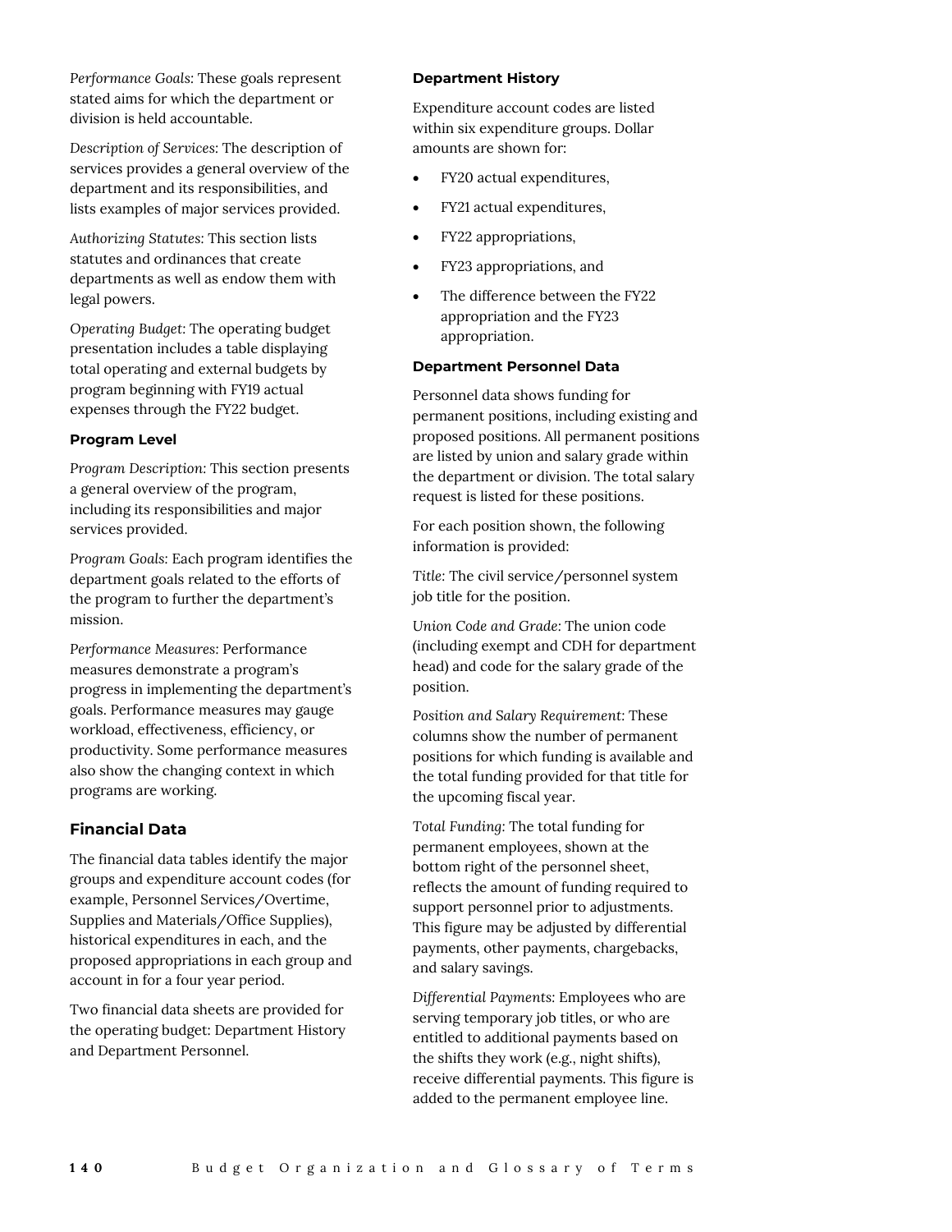*Performance Goals*: These goals represent stated aims for which the department or division is held accountable.

*Description of Services*: The description of services provides a general overview of the department and its responsibilities, and lists examples of major services provided.

*Authorizing Statutes*: This section lists statutes and ordinances that create departments as well as endow them with legal powers.

*Operating Budget*: The operating budget presentation includes a table displaying total operating and external budgets by program beginning with FY19 actual expenses through the FY22 budget.

#### Program Level

*Program Description*: This section presents a general overview of the program, including its responsibilities and major services provided.

*Program Goals*: Each program identifies the department goals related to the efforts of the program to further the department's mission.

*Performance Measures*: Performance measures demonstrate a program's progress in implementing the department's goals. Performance measures may gauge workload, effectiveness, efficiency, or productivity. Some performance measures also show the changing context in which programs are working.

### Financial Data

The financial data tables identify the major groups and expenditure account codes (for example, Personnel Services/Overtime, Supplies and Materials/Office Supplies), historical expenditures in each, and the proposed appropriations in each group and account in for a four year period.

Two financial data sheets are provided for the operating budget: Department History and Department Personnel.

#### Department History

Expenditure account codes are listed within six expenditure groups. Dollar amounts are shown for:

- FY20 actual expenditures,
- FY21 actual expenditures,
- FY22 appropriations,
- FY23 appropriations, and
- The difference between the FY22 appropriation and the FY23 appropriation.

#### Department Personnel Data

Personnel data shows funding for permanent positions, including existing and proposed positions. All permanent positions are listed by union and salary grade within the department or division. The total salary request is listed for these positions.

For each position shown, the following information is provided:

*Title*: The civil service/personnel system job title for the position.

*Union Code and Grade*: The union code (including exempt and CDH for department head) and code for the salary grade of the position.

*Position and Salary Requirement*: These columns show the number of permanent positions for which funding is available and the total funding provided for that title for the upcoming fiscal year.

*Total Funding*: The total funding for permanent employees, shown at the bottom right of the personnel sheet, reflects the amount of funding required to support personnel prior to adjustments. This figure may be adjusted by differential payments, other payments, chargebacks, and salary savings.

*Differential Payments*: Employees who are serving temporary job titles, or who are entitled to additional payments based on the shifts they work (e.g., night shifts), receive differential payments. This figure is added to the permanent employee line.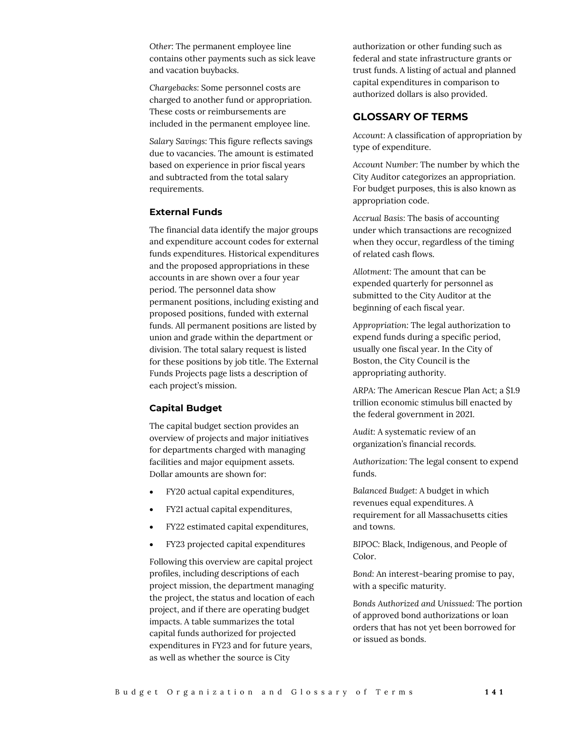*Other*: The permanent employee line contains other payments such as sick leave and vacation buybacks.

*Chargebacks*: Some personnel costs are charged to another fund or appropriation. These costs or reimbursements are included in the permanent employee line.

*Salary Savings*: This figure reflects savings due to vacancies. The amount is estimated based on experience in prior fiscal years and subtracted from the total salary requirements.

### External Funds

The financial data identify the major groups and expenditure account codes for external funds expenditures. Historical expenditures and the proposed appropriations in these accounts in are shown over a four year period. The personnel data show permanent positions, including existing and proposed positions, funded with external funds. All permanent positions are listed by union and grade within the department or division. The total salary request is listed for these positions by job title. The External Funds Projects page lists a description of each project's mission.

### Capital Budget

The capital budget section provides an overview of projects and major initiatives for departments charged with managing facilities and major equipment assets. Dollar amounts are shown for:

- FY20 actual capital expenditures,
- FY21 actual capital expenditures,
- FY22 estimated capital expenditures,
- FY23 projected capital expenditures

Following this overview are capital project profiles, including descriptions of each project mission, the department managing the project, the status and location of each project, and if there are operating budget impacts. A table summarizes the total capital funds authorized for projected expenditures in FY23 and for future years, as well as whether the source is City authorization or other funding such as federal and state infrastructure grants or trust funds. A listing of actual and planned capital expenditures in comparison to authorized dollars is also provided.

## GLOSSARY OF TERMS

*Account*: A classification of appropriation by type of expenditure.

*Account Number*: The number by which the City Auditor categorizes an appropriation. For budget purposes, this is also known as appropriation code.

*Accrual Basis*: The basis of accounting under which transactions are recognized when they occur, regardless of the timing of related cash flows.

*Allotment*: The amount that can be expended quarterly for personnel as submitted to the City Auditor at the beginning of each fiscal year.

*Appropriation*: The legal authorization to expend funds during a specific period, usually one fiscal year. In the City of Boston, the City Council is the appropriating authority.

ARPA: The American Rescue Plan Act; a $1.9 trillion economic stimulus bill enacted by the federal government in 2021.

*Audit*: A systematic review of an organization's financial records.

*Authorization*: The legal consent to expend funds.

*Balanced Budget*: A budget in which revenues equal expenditures. A requirement for all Massachusetts cities and towns.

BIPOC: Black, Indigenous, and People of Color.

*Bond*: An interest-bearing promise to pay, with a specific maturity.

*Bonds Authorized and Unissued*: The portion of approved bond authorizations or loan orders that has not yet been borrowed for or issued as bonds.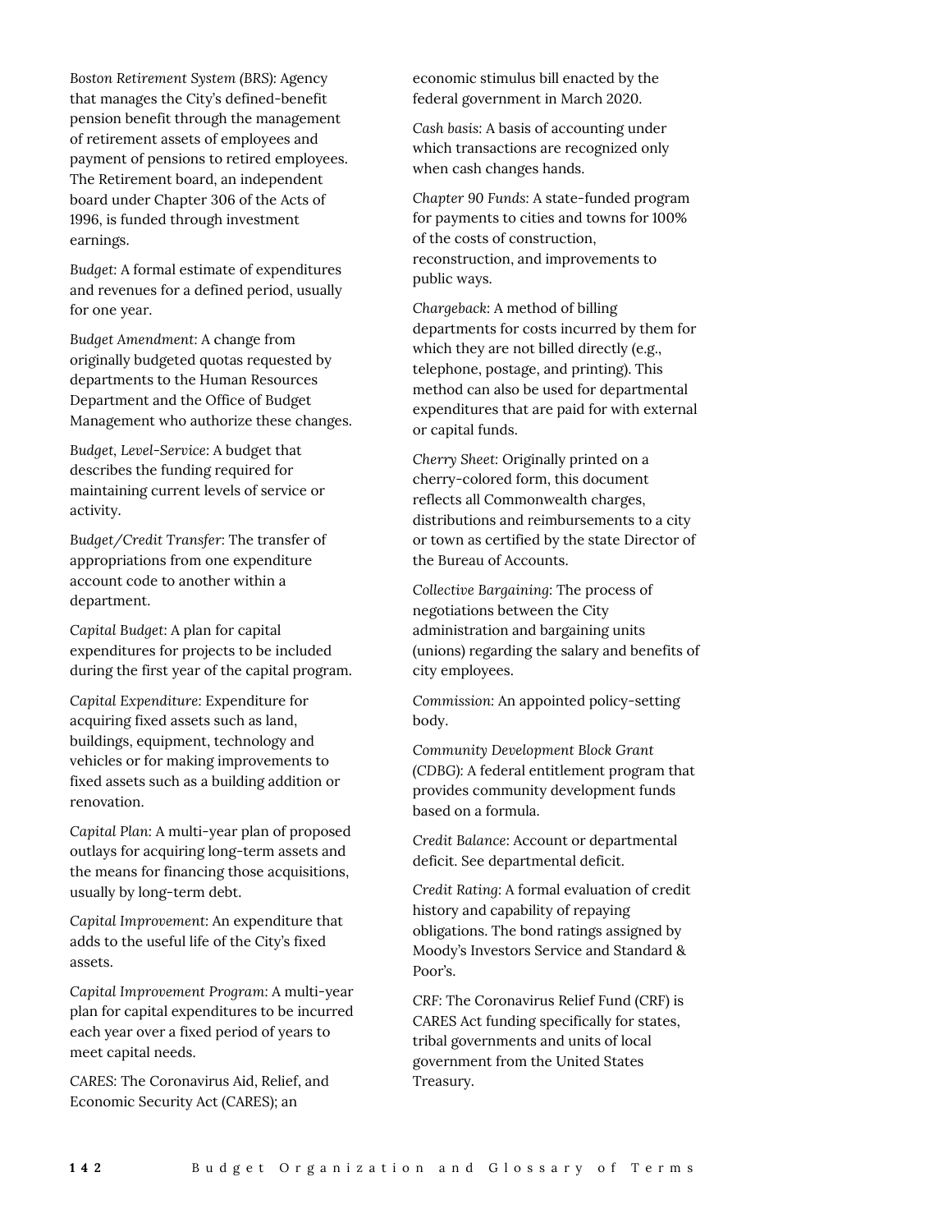*Boston Retirement System (BRS)*: Agency that manages the City's defined-benefit pension benefit through the management of retirement assets of employees and payment of pensions to retired employees. The Retirement board, an independent board under Chapter 306 of the Acts of 1996, is funded through investment earnings.

*Budget*: A formal estimate of expenditures and revenues for a defined period, usually for one year.

*Budget Amendment*: A change from originally budgeted quotas requested by departments to the Human Resources Department and the Office of Budget Management who authorize these changes.

*Budget, Level-Service*: A budget that describes the funding required for maintaining current levels of service or activity.

*Budget/Credit Transfer*: The transfer of appropriations from one expenditure account code to another within a department.

*Capital Budget*: A plan for capital expenditures for projects to be included during the first year of the capital program.

*Capital Expenditure*: Expenditure for acquiring fixed assets such as land, buildings, equipment, technology and vehicles or for making improvements to fixed assets such as a building addition or renovation.

*Capital Plan*: A multi-year plan of proposed outlays for acquiring long-term assets and the means for financing those acquisitions, usually by long-term debt.

*Capital Improvement*: An expenditure that adds to the useful life of the City's fixed assets.

*Capital Improvement Program*: A multi-year plan for capital expenditures to be incurred each year over a fixed period of years to meet capital needs.

*CARES*: The Coronavirus Aid, Relief, and Economic Security Act (CARES); an economic stimulus bill enacted by the federal government in March 2020.

*Cash basis*: A basis of accounting under which transactions are recognized only when cash changes hands.

*Chapter 90 Funds*: A state-funded program for payments to cities and towns for 100% of the costs of construction, reconstruction, and improvements to public ways.

*Chargeback*: A method of billing departments for costs incurred by them for which they are not billed directly (e.g., telephone, postage, and printing). This method can also be used for departmental expenditures that are paid for with external or capital funds.

*Cherry Sheet*: Originally printed on a cherry-colored form, this document reflects all Commonwealth charges, distributions and reimbursements to a city or town as certified by the state Director of the Bureau of Accounts.

*Collective Bargaining*: The process of negotiations between the City administration and bargaining units (unions) regarding the salary and benefits of city employees.

*Commission*: An appointed policy-setting body.

*Community Development Block Grant (CDBG)*: A federal entitlement program that provides community development funds based on a formula.

*Credit Balance*: Account or departmental deficit. See departmental deficit.

*Credit Rating*: A formal evaluation of credit history and capability of repaying obligations. The bond ratings assigned by Moody's Investors Service and Standard & Poor's.

*CRF*: The Coronavirus Relief Fund (CRF) is CARES Act funding specifically for states, tribal governments and units of local government from the United States Treasury.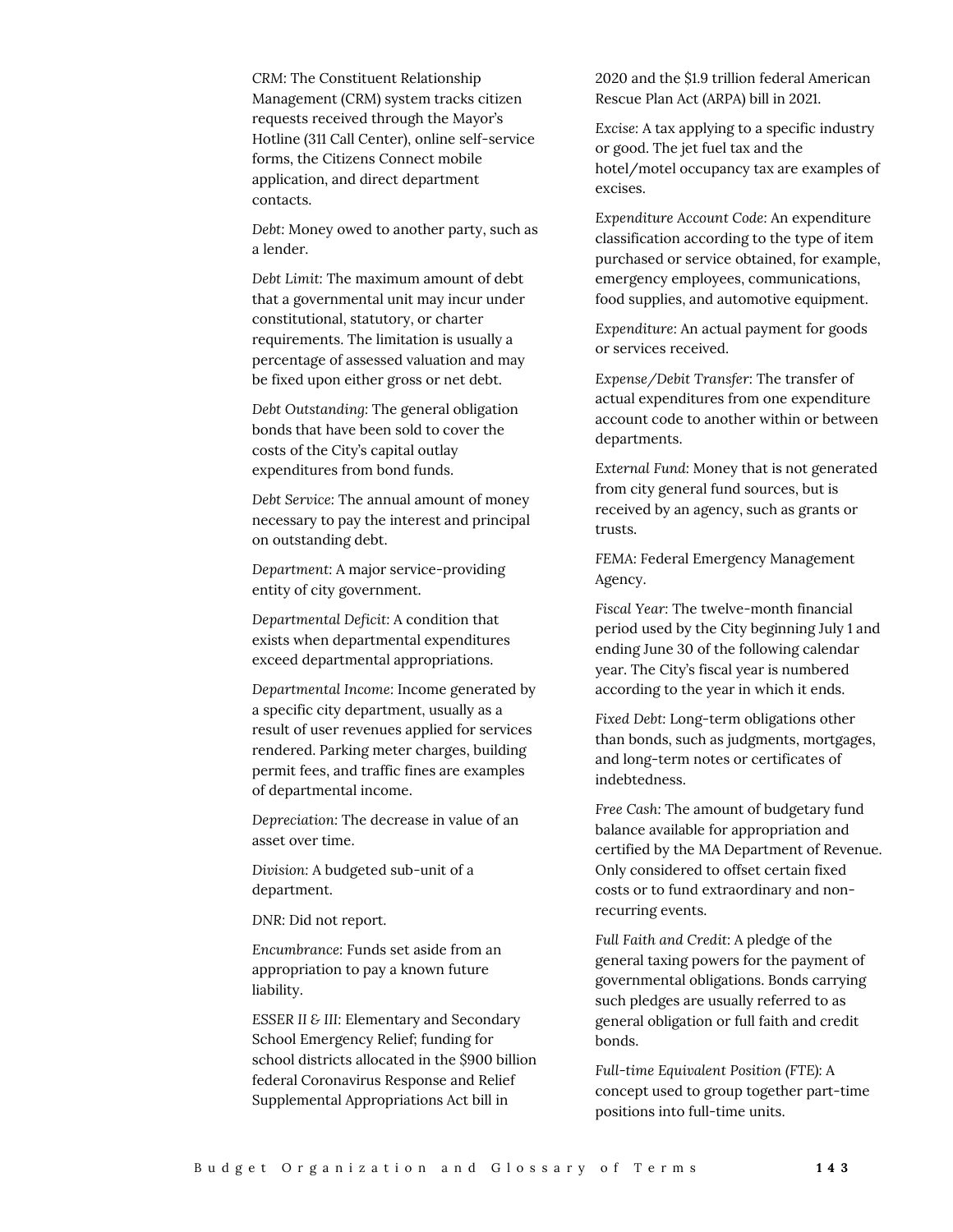*CRM*: The Constituent Relationship Management (CRM) system tracks citizen requests received through the Mayor's Hotline (311 Call Center), online self-service forms, the Citizens Connect mobile application, and direct department contacts.

*Debt*: Money owed to another party, such as a lender.

*Debt Limit*: The maximum amount of debt that a governmental unit may incur under constitutional, statutory, or charter requirements. The limitation is usually a percentage of assessed valuation and may be fixed upon either gross or net debt.

*Debt Outstanding*: The general obligation bonds that have been sold to cover the costs of the City's capital outlay expenditures from bond funds.

*Debt Service*: The annual amount of money necessary to pay the interest and principal on outstanding debt.

*Department*: A major service-providing entity of city government.

*Departmental Deficit*: A condition that exists when departmental expenditures exceed departmental appropriations.

*Departmental Income*: Income generated by a specific city department, usually as a result of user revenues applied for services rendered. Parking meter charges, building permit fees, and traffic fines are examples of departmental income.

*Depreciation*: The decrease in value of an asset over time.

*Division*: A budgeted sub-unit of a department.

*DNR*: Did not report.

*Encumbrance*: Funds set aside from an appropriation to pay a known future liability.

*ESSER II & III*: Elementary and Secondary School Emergency Relief; funding for school districts allocated in the $900 billion federal Coronavirus Response and Relief Supplemental Appropriations Act bill in 2020 and the $1.9 trillion federal American Rescue Plan Act (ARPA) bill in 2021.

*Excise*: A tax applying to a specific industry or good. The jet fuel tax and the hotel/motel occupancy tax are examples of excises.

*Expenditure Account Code*: An expenditure classification according to the type of item purchased or service obtained, for example, emergency employees, communications, food supplies, and automotive equipment.

*Expenditure*: An actual payment for goods or services received.

*Expense/Debit Transfer*: The transfer of actual expenditures from one expenditure account code to another within or between departments.

*External Fund*: Money that is not generated from city general fund sources, but is received by an agency, such as grants or trusts.

*FEMA*: Federal Emergency Management Agency.

*Fiscal Year*: The twelve-month financial period used by the City beginning July 1 and ending June 30 of the following calendar year. The City's fiscal year is numbered according to the year in which it ends.

*Fixed Debt*: Long-term obligations other than bonds, such as judgments, mortgages, and long-term notes or certificates of indebtedness.

*Free Cash*: The amount of budgetary fund balance available for appropriation and certified by the MA Department of Revenue. Only considered to offset certain fixed costs or to fund extraordinary and non-recurring events.

*Full Faith and Credit*: A pledge of the general taxing powers for the payment of governmental obligations. Bonds carrying such pledges are usually referred to as general obligation or full faith and credit bonds.

*Full-time Equivalent Position (FTE)*: A concept used to group together part-time positions into full-time units.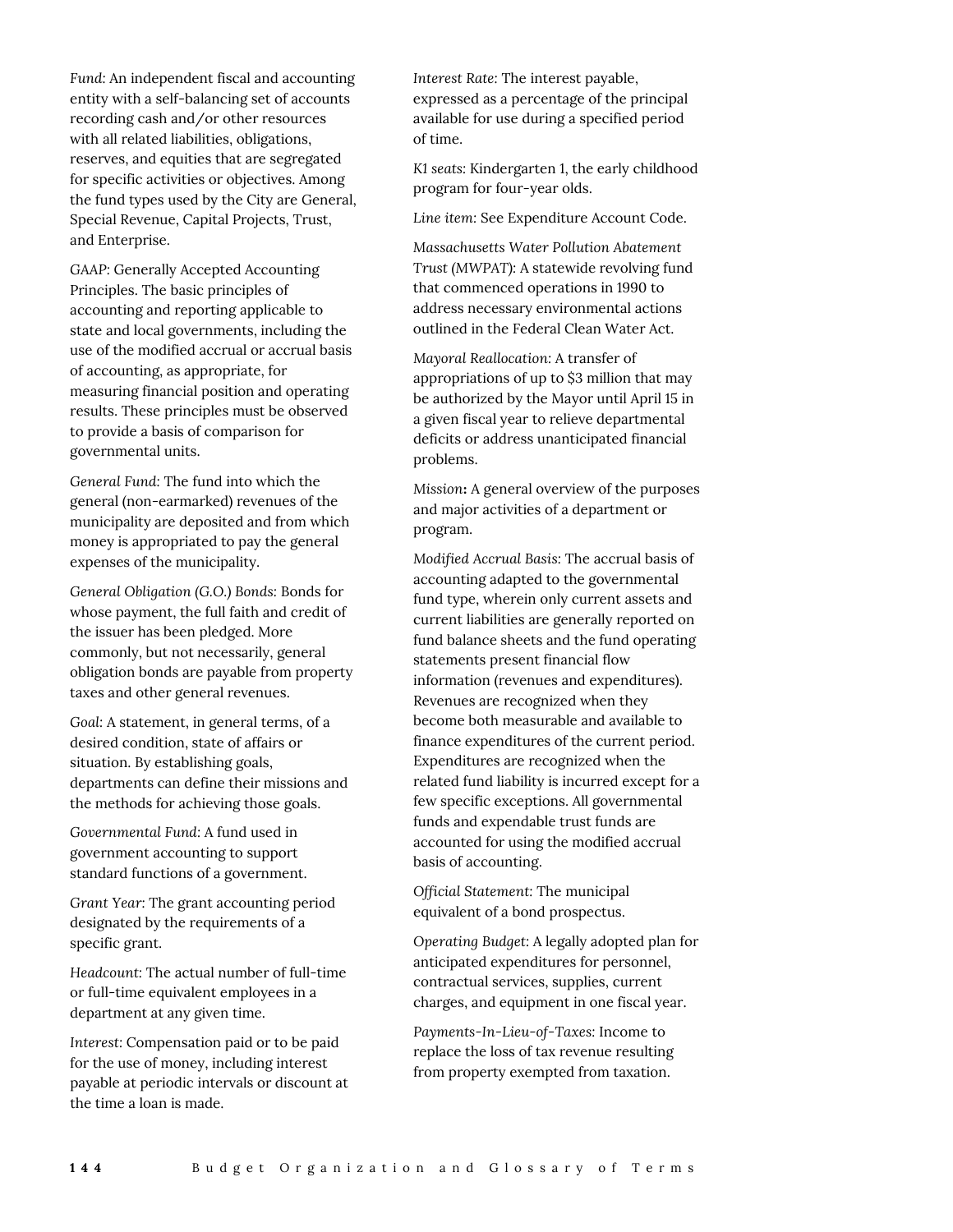*Fund:* An independent fiscal and accounting entity with a self-balancing set of accounts recording cash and/or other resources with all related liabilities, obligations, reserves, and equities that are segregated for specific activities or objectives. Among the fund types used by the City are General, Special Revenue, Capital Projects, Trust, and Enterprise.

*GAAP*: Generally Accepted Accounting Principles. The basic principles of accounting and reporting applicable to state and local governments, including the use of the modified accrual or accrual basis of accounting, as appropriate, for measuring financial position and operating results. These principles must be observed to provide a basis of comparison for governmental units.

*General Fund:* The fund into which the general (non-earmarked) revenues of the municipality are deposited and from which money is appropriated to pay the general expenses of the municipality.

*General Obligation (G.O.) Bonds:* Bonds for whose payment, the full faith and credit of the issuer has been pledged. More commonly, but not necessarily, general obligation bonds are payable from property taxes and other general revenues.

*Goal:* A statement, in general terms, of a desired condition, state of affairs or situation. By establishing goals, departments can define their missions and the methods for achieving those goals.

*Governmental Fund:* A fund used in government accounting to support standard functions of a government.

*Grant Year*: The grant accounting period designated by the requirements of a specific grant.

*Headcount:* The actual number of full-time or full-time equivalent employees in a department at any given time.

*Interest:* Compensation paid or to be paid for the use of money, including interest payable at periodic intervals or discount at the time a loan is made.

*Interest Rate:* The interest payable, expressed as a percentage of the principal available for use during a specified period of time.

*K1 seats:* Kindergarten 1, the early childhood program for four-year olds.

*Line item:* See Expenditure Account Code.

*Massachusetts Water Pollution Abatement Trust (MWPAT)*: A statewide revolving fund that commenced operations in 1990 to address necessary environmental actions outlined in the Federal Clean Water Act.

*Mayoral Reallocation:* A transfer of appropriations of up to $3 million that may be authorized by the Mayor until April 15 in a given fiscal year to relieve departmental deficits or address unanticipated financial problems.

*Mission***:** A general overview of the purposes and major activities of a department or program.

*Modified Accrual Basis:* The accrual basis of accounting adapted to the governmental fund type, wherein only current assets and current liabilities are generally reported on fund balance sheets and the fund operating statements present financial flow information (revenues and expenditures). Revenues are recognized when they become both measurable and available to finance expenditures of the current period. Expenditures are recognized when the related fund liability is incurred except for a few specific exceptions. All governmental funds and expendable trust funds are accounted for using the modified accrual basis of accounting.

*Official Statement:* The municipal equivalent of a bond prospectus.

*Operating Budget*: A legally adopted plan for anticipated expenditures for personnel, contractual services, supplies, current charges, and equipment in one fiscal year.

*Payments-In-Lieu-of-Taxes:* Income to replace the loss of tax revenue resulting from property exempted from taxation.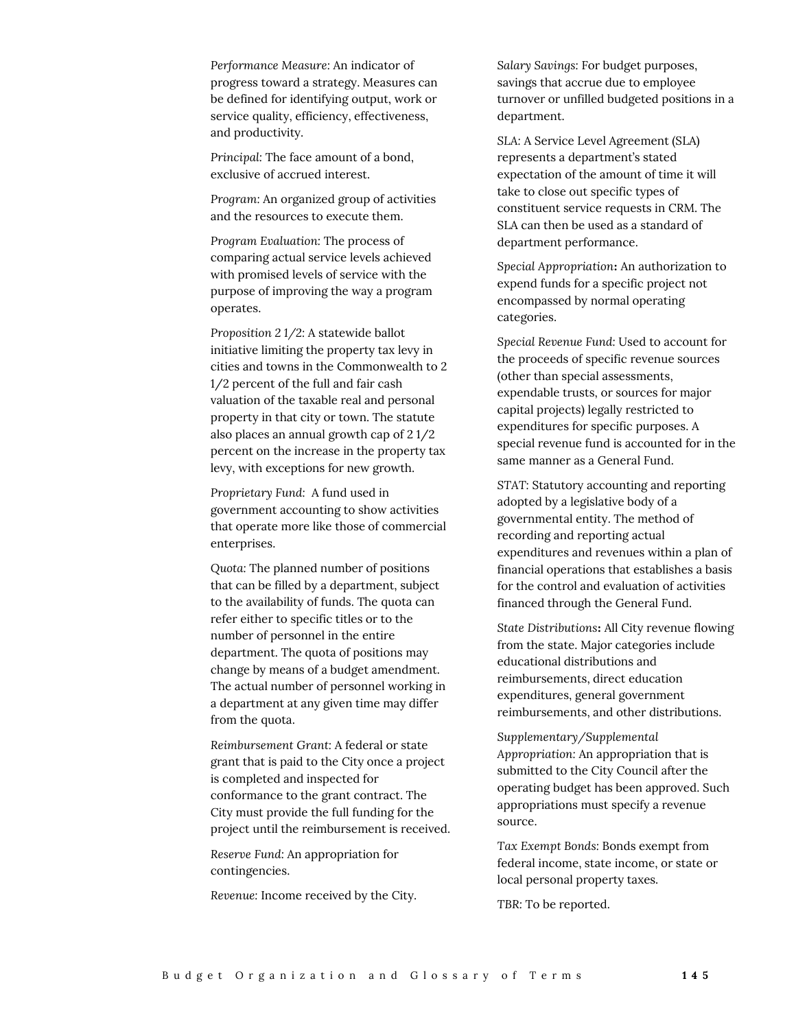*Performance Measure*: An indicator of progress toward a strategy. Measures can be defined for identifying output, work or service quality, efficiency, effectiveness, and productivity.

*Principal*: The face amount of a bond, exclusive of accrued interest.

*Program*: An organized group of activities and the resources to execute them.

*Program Evaluation:* The process of comparing actual service levels achieved with promised levels of service with the purpose of improving the way a program operates.

*Proposition 2 1/2*: A statewide ballot initiative limiting the property tax levy in cities and towns in the Commonwealth to 2 1/2 percent of the full and fair cash valuation of the taxable real and personal property in that city or town. The statute also places an annual growth cap of 2 1/2 percent on the increase in the property tax levy, with exceptions for new growth.

*Proprietary Fund:* A fund used in government accounting to show activities that operate more like those of commercial enterprises.

*Quota:* The planned number of positions that can be filled by a department, subject to the availability of funds. The quota can refer either to specific titles or to the number of personnel in the entire department. The quota of positions may change by means of a budget amendment. The actual number of personnel working in a department at any given time may differ from the quota.

*Reimbursement Grant*: A federal or state grant that is paid to the City once a project is completed and inspected for conformance to the grant contract. The City must provide the full funding for the project until the reimbursement is received.

*Reserve Fund:* An appropriation for contingencies.

*Revenue:* Income received by the City.

*Salary Savings:* For budget purposes, savings that accrue due to employee turnover or unfilled budgeted positions in a department.

*SLA:* A Service Level Agreement (SLA) represents a department's stated expectation of the amount of time it will take to close out specific types of constituent service requests in CRM. The SLA can then be used as a standard of department performance.

*Special Appropriation***:** An authorization to expend funds for a specific project not encompassed by normal operating categories.

*Special Revenue Fund:* Used to account for the proceeds of specific revenue sources (other than special assessments, expendable trusts, or sources for major capital projects) legally restricted to expenditures for specific purposes. A special revenue fund is accounted for in the same manner as a General Fund.

*STAT:* Statutory accounting and reporting adopted by a legislative body of a governmental entity. The method of recording and reporting actual expenditures and revenues within a plan of financial operations that establishes a basis for the control and evaluation of activities financed through the General Fund.

*State Distributions***:** All City revenue flowing from the state. Major categories include educational distributions and reimbursements, direct education expenditures, general government reimbursements, and other distributions.

*Supplementary/Supplemental Appropriation:* An appropriation that is submitted to the City Council after the operating budget has been approved. Such appropriations must specify a revenue source.

*Tax Exempt Bonds:* Bonds exempt from federal income, state income, or state or local personal property taxes.

*TBR:* To be reported.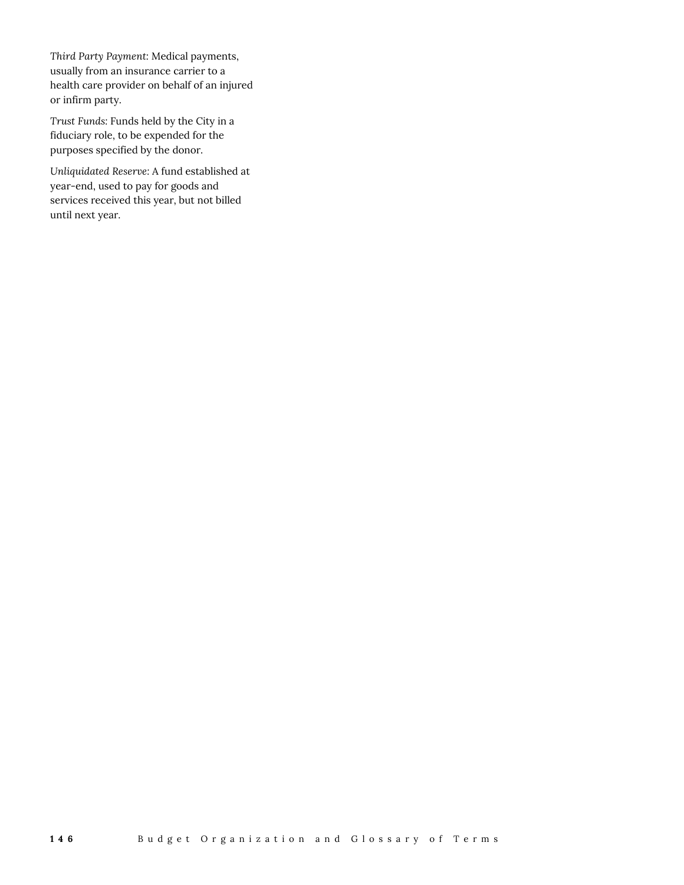*Third Party Payment*: Medical payments, usually from an insurance carrier to a health care provider on behalf of an injured or infirm party.

*Trust Funds*: Funds held by the City in a fiduciary role, to be expended for the purposes specified by the donor.

*Unliquidated Reserve*: A fund established at year-end, used to pay for goods and services received this year, but not billed until next year.